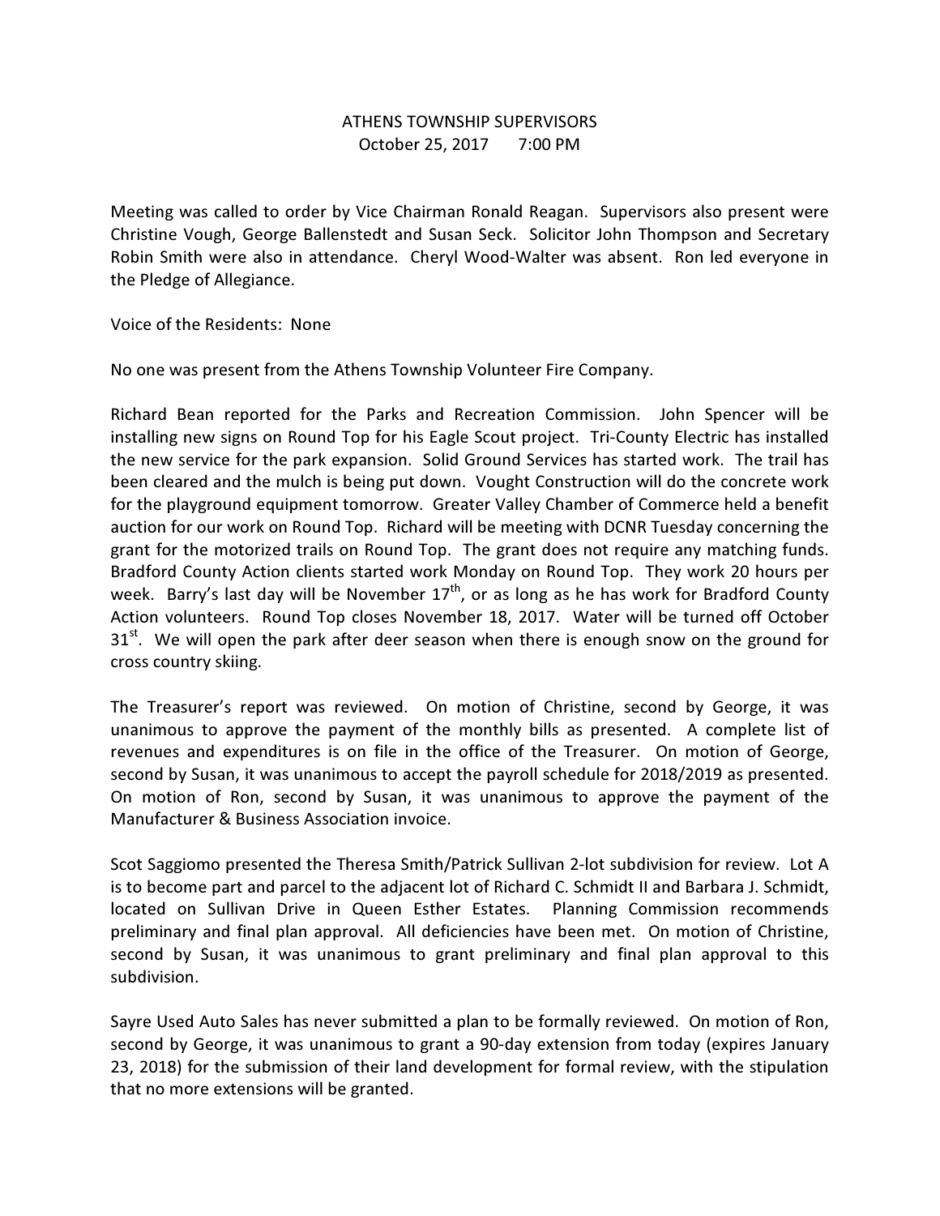# ATHENS TOWNSHIP SUPERVISORS
October 25, 2017 7:00 PM

Meeting was called to order by Vice Chairman Ronald Reagan. Supervisors also present were Christine Vough, George Ballenstedt and Susan Seck. Solicitor John Thompson and Secretary Robin Smith were also in attendance. Cheryl Wood-Walter was absent. Ron led everyone in the Pledge of Allegiance.

Voice of the Residents: None

No one was present from the Athens Township Volunteer Fire Company.

Richard Bean reported for the Parks and Recreation Commission. John Spencer will be installing new signs on Round Top for his Eagle Scout project. Tri-County Electric has installed the new service for the park expansion. Solid Ground Services has started work. The trail has been cleared and the mulch is being put down. Vought Construction will do the concrete work for the playground equipment tomorrow. Greater Valley Chamber of Commerce held a benefit auction for our work on Round Top. Richard will be meeting with DCNR Tuesday concerning the grant for the motorized trails on Round Top. The grant does not require any matching funds. Bradford County Action clients started work Monday on Round Top. They work 20 hours per week. Barry's last day will be November 17th, or as long as he has work for Bradford County Action volunteers. Round Top closes November 18, 2017. Water will be turned off October 31st. We will open the park after deer season when there is enough snow on the ground for cross country skiing.

The Treasurer's report was reviewed. On motion of Christine, second by George, it was unanimous to approve the payment of the monthly bills as presented. A complete list of revenues and expenditures is on file in the office of the Treasurer. On motion of George, second by Susan, it was unanimous to accept the payroll schedule for 2018/2019 as presented. On motion of Ron, second by Susan, it was unanimous to approve the payment of the Manufacturer & Business Association invoice.

Scot Saggiomo presented the Theresa Smith/Patrick Sullivan 2-lot subdivision for review. Lot A is to become part and parcel to the adjacent lot of Richard C. Schmidt II and Barbara J. Schmidt, located on Sullivan Drive in Queen Esther Estates. Planning Commission recommends preliminary and final plan approval. All deficiencies have been met. On motion of Christine, second by Susan, it was unanimous to grant preliminary and final plan approval to this subdivision.

Sayre Used Auto Sales has never submitted a plan to be formally reviewed. On motion of Ron, second by George, it was unanimous to grant a 90-day extension from today (expires January 23, 2018) for the submission of their land development for formal review, with the stipulation that no more extensions will be granted.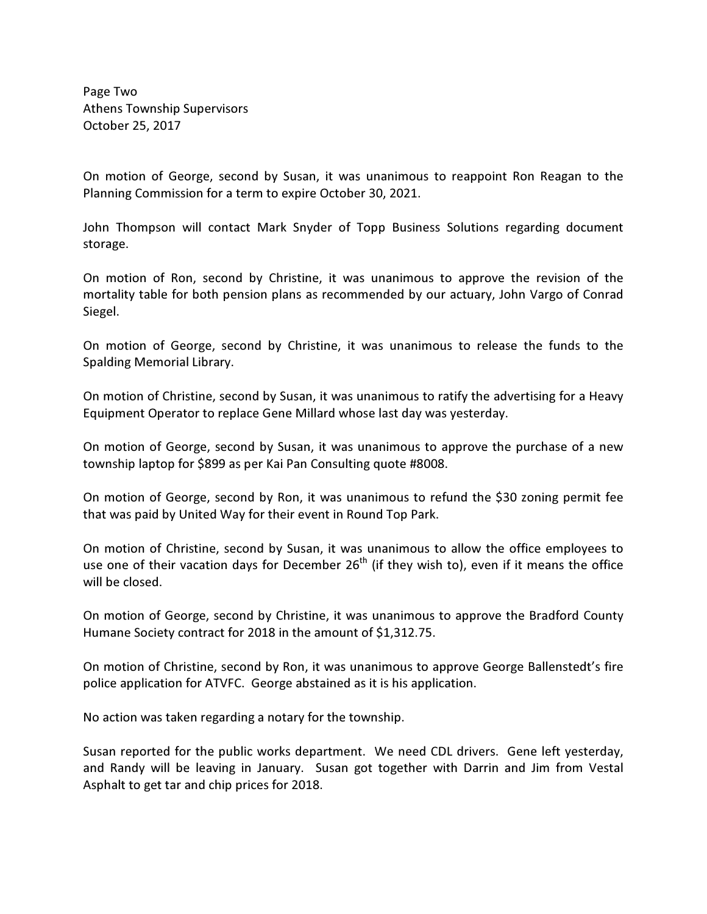On motion of George, second by Susan, it was unanimous to reappoint Ron Reagan to the Planning Commission for a term to expire October 30, 2021.

John Thompson will contact Mark Snyder of Topp Business Solutions regarding document storage.

On motion of Ron, second by Christine, it was unanimous to approve the revision of the mortality table for both pension plans as recommended by our actuary, John Vargo of Conrad Siegel.

On motion of George, second by Christine, it was unanimous to release the funds to the Spalding Memorial Library.

On motion of Christine, second by Susan, it was unanimous to ratify the advertising for a Heavy Equipment Operator to replace Gene Millard whose last day was yesterday.

On motion of George, second by Susan, it was unanimous to approve the purchase of a new township laptop for $899 as per Kai Pan Consulting quote #8008.

On motion of George, second by Ron, it was unanimous to refund the $30 zoning permit fee that was paid by United Way for their event in Round Top Park.

On motion of Christine, second by Susan, it was unanimous to allow the office employees to use one of their vacation days for December 26th (if they wish to), even if it means the office will be closed.

On motion of George, second by Christine, it was unanimous to approve the Bradford County Humane Society contract for 2018 in the amount of $1,312.75.

On motion of Christine, second by Ron, it was unanimous to approve George Ballenstedt's fire police application for ATVFC. George abstained as it is his application.

No action was taken regarding a notary for the township.

Susan reported for the public works department. We need CDL drivers. Gene left yesterday, and Randy will be leaving in January. Susan got together with Darrin and Jim from Vestal Asphalt to get tar and chip prices for 2018.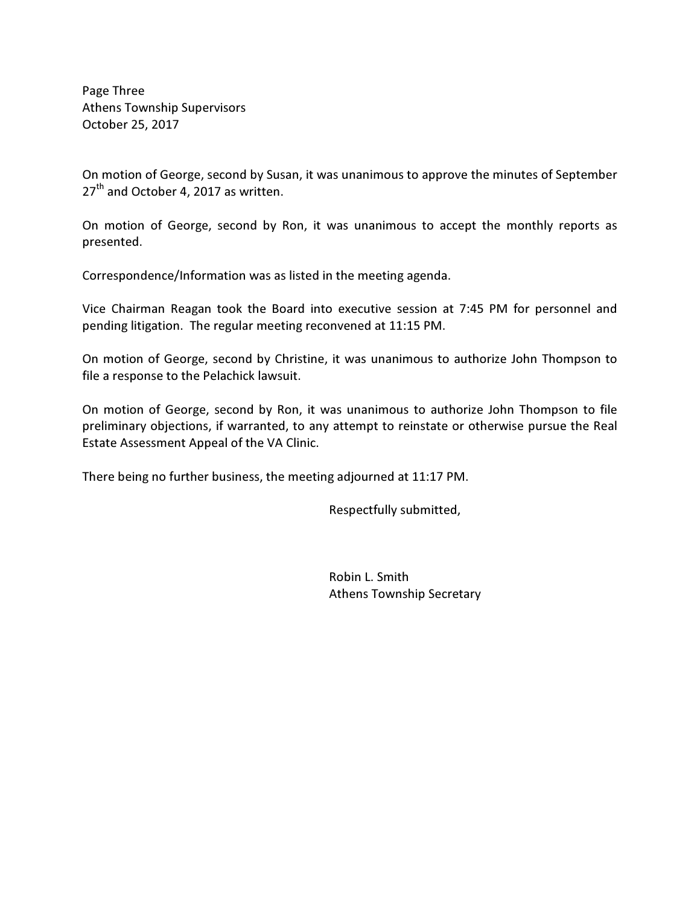On motion of George, second by Susan, it was unanimous to approve the minutes of September 27th and October 4, 2017 as written.

On motion of George, second by Ron, it was unanimous to accept the monthly reports as presented.

Correspondence/Information was as listed in the meeting agenda.

Vice Chairman Reagan took the Board into executive session at 7:45 PM for personnel and pending litigation. The regular meeting reconvened at 11:15 PM.

On motion of George, second by Christine, it was unanimous to authorize John Thompson to file a response to the Pelachick lawsuit.

On motion of George, second by Ron, it was unanimous to authorize John Thompson to file preliminary objections, if warranted, to any attempt to reinstate or otherwise pursue the Real Estate Assessment Appeal of the VA Clinic.

There being no further business, the meeting adjourned at 11:17 PM.

Respectfully submitted,

Robin L. Smith
Athens Township Secretary